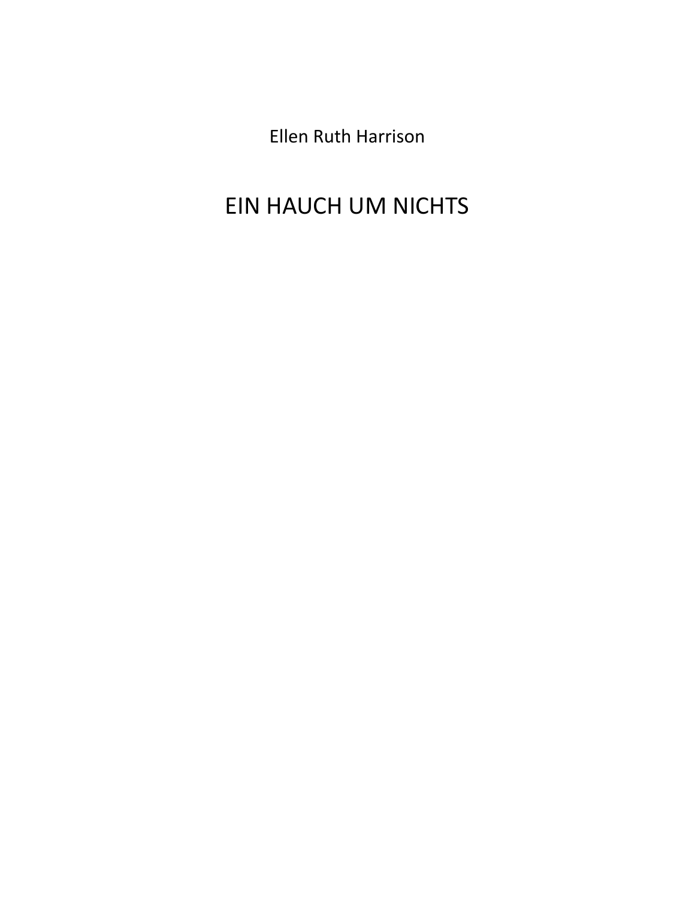Ellen Ruth Harrison

# EIN HAUCH UM NICHTS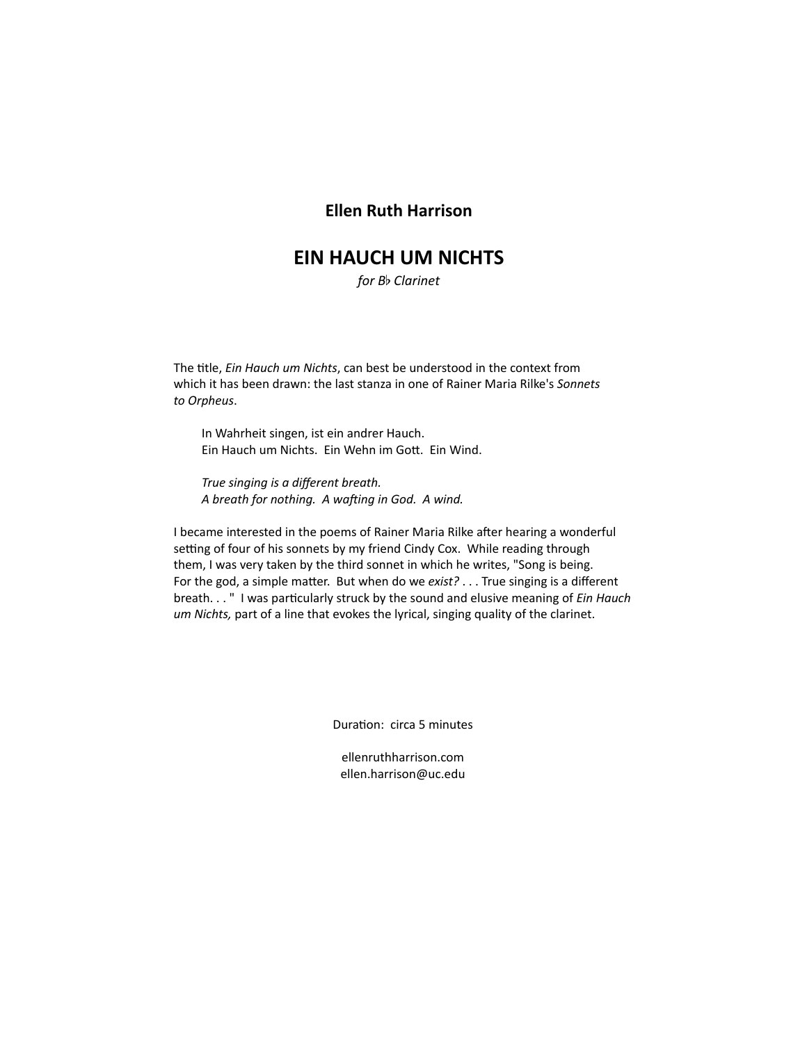**Ellen Ruth Harrison**

# EIN HAUCH UM NICHTS

*for B♭ Clarinet*

The title, *Ein Hauch um Nichts*, can best be understood in the context from which it has been drawn: the last stanza in one of Rainer Maria Rilke's *Sonnets to Orpheus*.

> In Wahrheit singen, ist ein andrer Hauch.
> Ein Hauch um Nichts. Ein Wehn im Gott. Ein Wind.
>
> *True singing is a different breath.*
> *A breath for nothing. A wafting in God. A wind.*

I became interested in the poems of Rainer Maria Rilke after hearing a wonderful setting of four of his sonnets by my friend Cindy Cox. While reading through them, I was very taken by the third sonnet in which he writes, "Song is being. For the god, a simple matter. But when do we *exist?* . . . True singing is a different breath. . . " I was particularly struck by the sound and elusive meaning of *Ein Hauch um Nichts,* part of a line that evokes the lyrical, singing quality of the clarinet.

Duration: circa 5 minutes

ellenruthharrison.com
ellen.harrison@uc.edu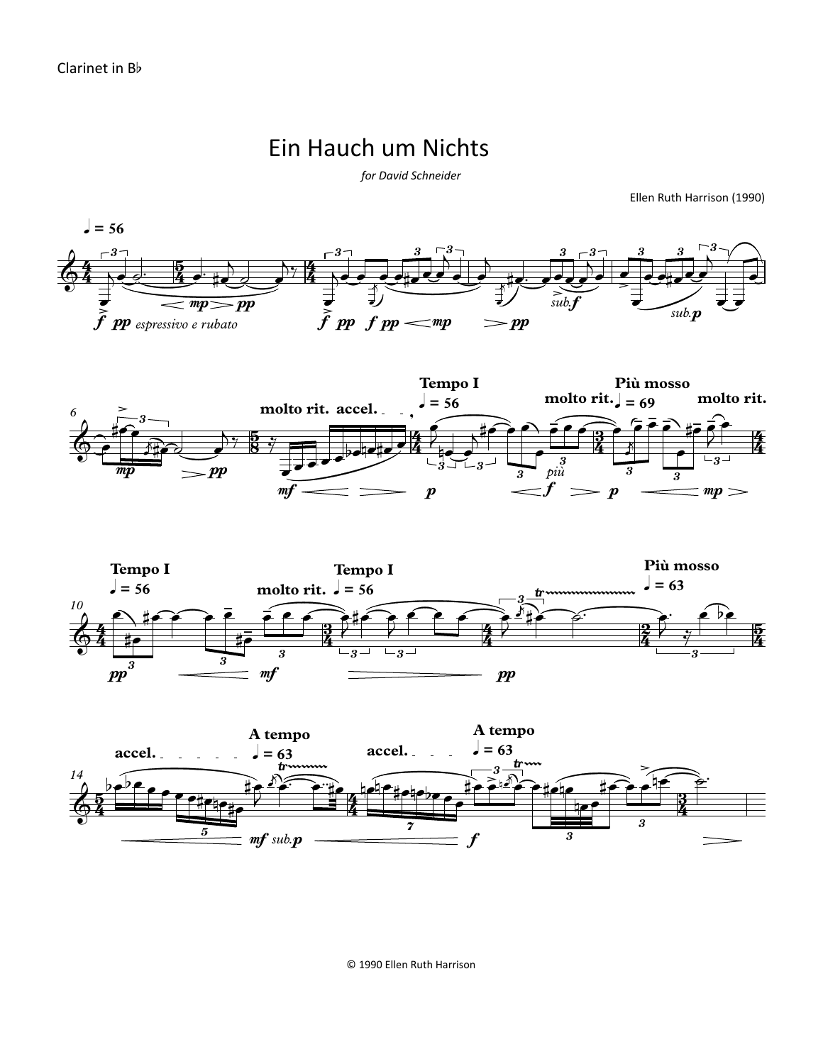Clarinet in B♭

# Ein Hauch um Nichts

*for David Schneider*

Ellen Ruth Harrison (1990)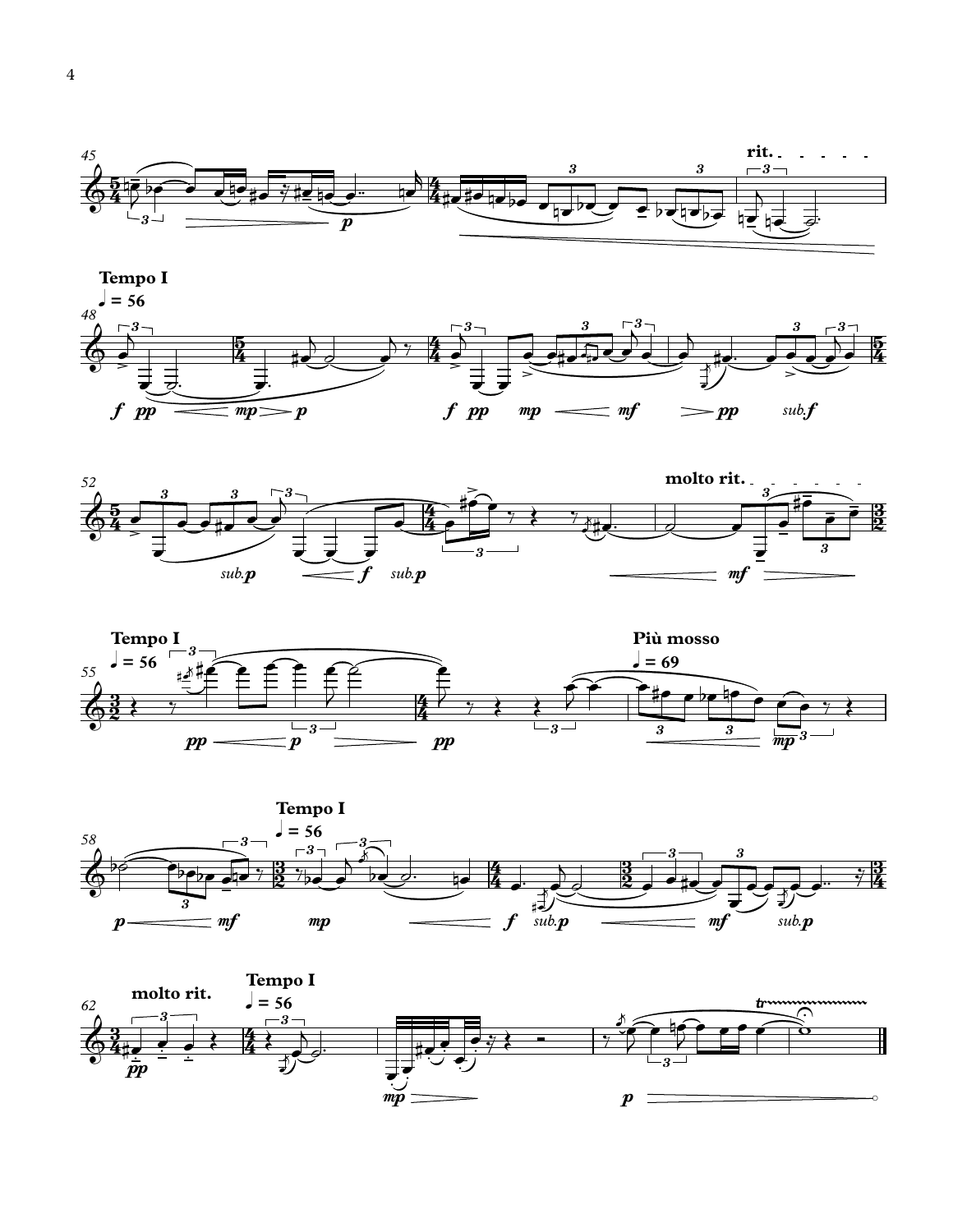rit.

Tempo I
♩ = 56

molto rit.

Tempo I
♩ = 56

Più mosso
♩ = 69

Tempo I
♩ = 56

molto rit.

Tempo I
♩ = 56